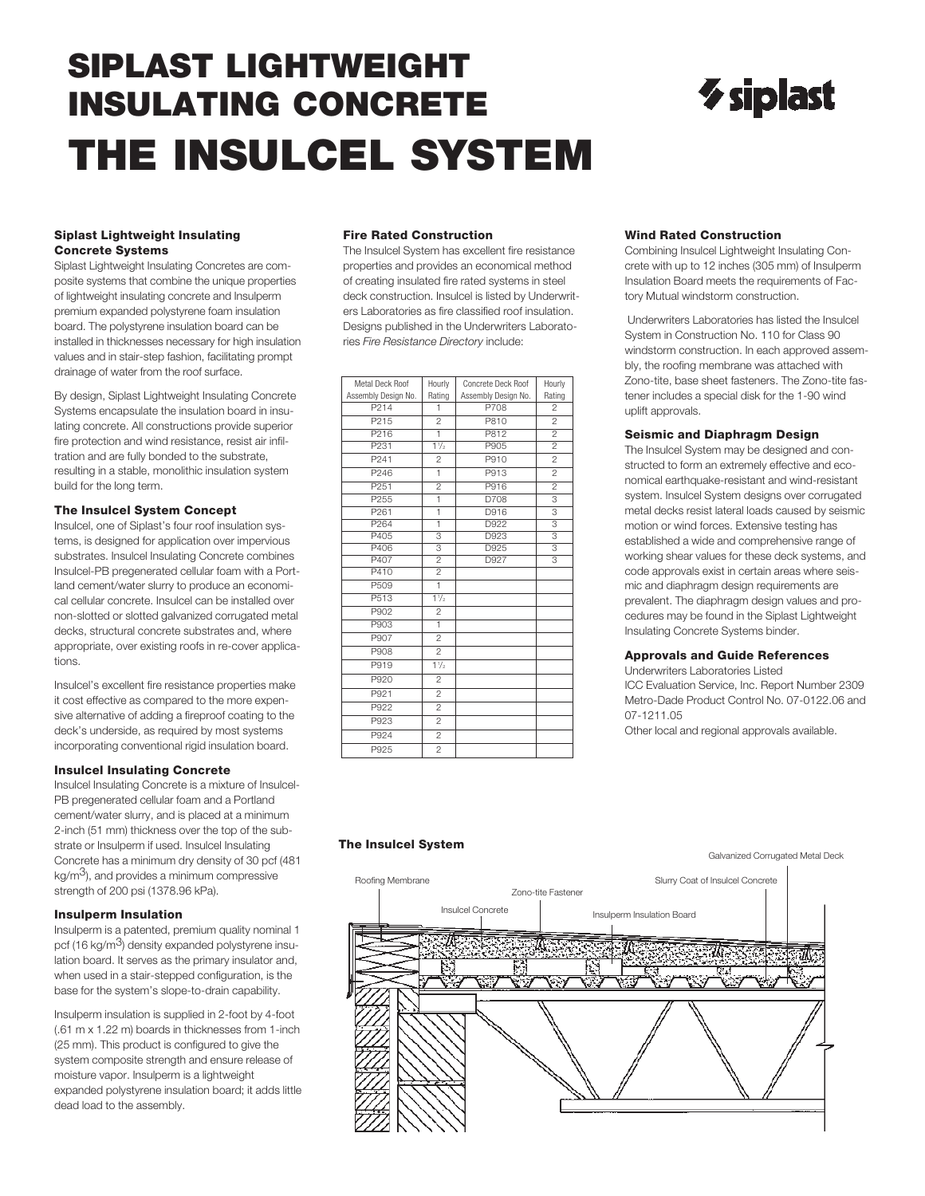# SIPLAST LIGHTWEIGHT INSULATING CONCRETE

# THE INSULCEL SYSTEM

### Siplast Lightweight Insulating Concrete Systems

Siplast Lightweight Insulating Concretes are composite systems that combine the unique properties of lightweight insulating concrete and Insulperm premium expanded polystyrene foam insulation board. The polystyrene insulation board can be installed in thicknesses necessary for high insulation values and in stair-step fashion, facilitating prompt drainage of water from the roof surface.

By design, Siplast Lightweight Insulating Concrete Systems encapsulate the insulation board in insulating concrete. All constructions provide superior fire protection and wind resistance, resist air infiltration and are fully bonded to the substrate, resulting in a stable, monolithic insulation system build for the long term.

### The Insulcel System Concept

Insulcel, one of Siplast's four roof insulation systems, is designed for application over impervious substrates. Insulcel Insulating Concrete combines Insulcel-PB pregenerated cellular foam with a Portland cement/water slurry to produce an economical cellular concrete. Insulcel can be installed over non-slotted or slotted galvanized corrugated metal decks, structural concrete substrates and, where appropriate, over existing roofs in re-cover applications.

Insulcel's excellent fire resistance properties make it cost effective as compared to the more expensive alternative of adding a fireproof coating to the deck's underside, as required by most systems incorporating conventional rigid insulation board.

### Insulcel Insulating Concrete

Insulcel Insulating Concrete is a mixture of Insulcel-PB pregenerated cellular foam and a Portland cement/water slurry, and is placed at a minimum 2-inch (51 mm) thickness over the top of the substrate or Insulperm if used. Insulcel Insulating Concrete has a minimum dry density of 30 pcf (481 kg/m$^3$), and provides a minimum compressive strength of 200 psi (1378.96 kPa).

### Insulperm Insulation

Insulperm is a patented, premium quality nominal 1 pcf (16 kg/m$^3$) density expanded polystyrene insulation board. It serves as the primary insulator and, when used in a stair-stepped configuration, is the base for the system's slope-to-drain capability.

Insulperm insulation is supplied in 2-foot by 4-foot (.61 m x 1.22 m) boards in thicknesses from 1-inch (25 mm). This product is configured to give the system composite strength and ensure release of moisture vapor. Insulperm is a lightweight expanded polystyrene insulation board; it adds little dead load to the assembly.

### Fire Rated Construction

The Insulcel System has excellent fire resistance properties and provides an economical method of creating insulated fire rated systems in steel deck construction. Insulcel is listed by Underwriters Laboratories as fire classified roof insulation. Designs published in the Underwriters Laboratories *Fire Resistance Directory* include:

| Metal Deck Roof Assembly Design No. | Hourly Rating | Concrete Deck Roof Assembly Design No. | Hourly Rating |
|---|---|---|---|
| P214 | 1 | P708 | 2 |
| P215 | 2 | P810 | 2 |
| P216 | 1 | P812 | 2 |
| P231 | 1½ | P905 | 2 |
| P241 | 2 | P910 | 2 |
| P246 | 1 | P913 | 2 |
| P251 | 2 | P916 | 2 |
| P255 | 1 | D708 | 3 |
| P261 | 1 | D916 | 3 |
| P264 | 1 | D922 | 3 |
| P405 | 3 | D923 | 3 |
| P406 | 3 | D925 | 3 |
| P407 | 2 | D927 | 3 |
| P410 | 2 | | |
| P509 | 1 | | |
| P513 | 1½ | | |
| P902 | 2 | | |
| P903 | 1 | | |
| P907 | 2 | | |
| P908 | 2 | | |
| P919 | 1½ | | |
| P920 | 2 | | |
| P921 | 2 | | |
| P922 | 2 | | |
| P923 | 2 | | |
| P924 | 2 | | |
| P925 | 2 | | |

### Wind Rated Construction

Combining Insulcel Lightweight Insulating Concrete with up to 12 inches (305 mm) of Insulperm Insulation Board meets the requirements of Factory Mutual windstorm construction.

Underwriters Laboratories has listed the Insulcel System in Construction No. 110 for Class 90 windstorm construction. In each approved assembly, the roofing membrane was attached with Zono-tite, base sheet fasteners. The Zono-tite fastener includes a special disk for the 1-90 wind uplift approvals.

### Seismic and Diaphragm Design

The Insulcel System may be designed and constructed to form an extremely effective and economical earthquake-resistant and wind-resistant system. Insulcel System designs over corrugated metal decks resist lateral loads caused by seismic motion or wind forces. Extensive testing has established a wide and comprehensive range of working shear values for these deck systems, and code approvals exist in certain areas where seismic and diaphragm design requirements are prevalent. The diaphragm design values and procedures may be found in the Siplast Lightweight Insulating Concrete Systems binder.

### Approvals and Guide References

Underwriters Laboratories Listed
ICC Evaluation Service, Inc. Report Number 2309
Metro-Dade Product Control No. 07-0122.06 and 07-1211.05
Other local and regional approvals available.

### The Insulcel System

Roofing Membrane | Insulcel Concrete | Zono-tite Fastener | Insulperm Insulation Board | Slurry Coat of Insulcel Concrete | Galvanized Corrugated Metal Deck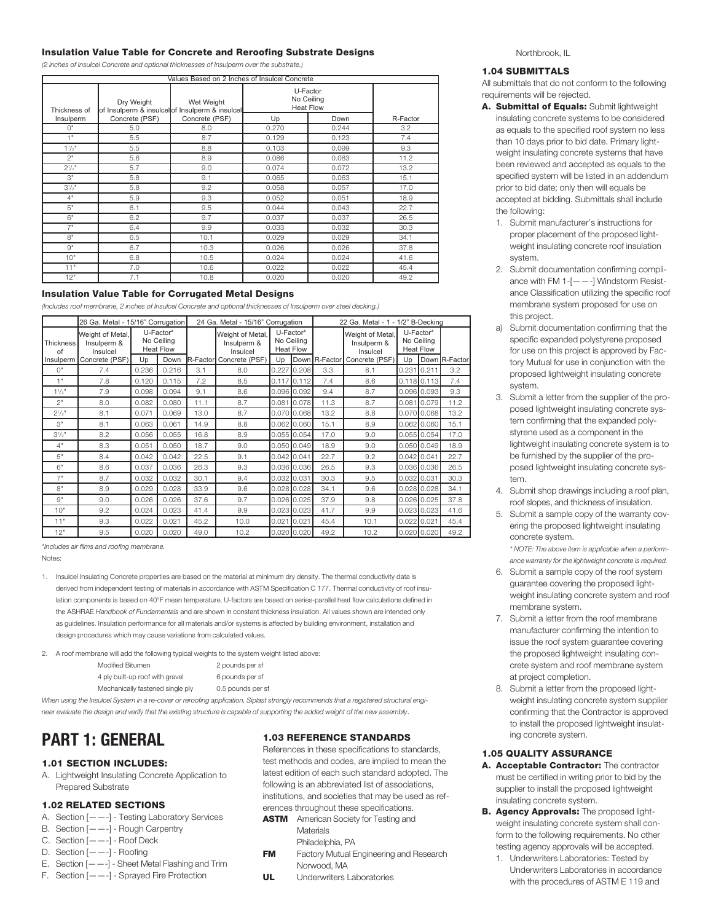### Insulation Value Table for Concrete and Reroofing Substrate Designs

*(2 inches of Insulcel Concrete and optional thicknesses of Insulperm over the substrate.)*

| Values Based on 2 Inches of Insulcel Concrete | | | | | |
|---|---|---|---|---|---|
| Thickness of Insulperm | Dry Weight of Insulperm & insulcel Concrete (PSF) | Wet Weight of Insulperm & insulcel Concrete (PSF) | U-Factor No Ceiling Heat Flow Up | Down | R-Factor |
| 0" | 5.0 | 8.0 | 0.270 | 0.244 | 3.2 |
| 1" | 5.5 | 8.7 | 0.129 | 0.123 | 7.4 |
| 1½" | 5.5 | 8.8 | 0.103 | 0.099 | 9.3 |
| 2" | 5.6 | 8.9 | 0.086 | 0.083 | 11.2 |
| 2½" | 5.7 | 9.0 | 0.074 | 0.072 | 13.2 |
| 3" | 5.8 | 9.1 | 0.065 | 0.063 | 15.1 |
| 3½" | 5.8 | 9.2 | 0.058 | 0.057 | 17.0 |
| 4" | 5.9 | 9.3 | 0.052 | 0.051 | 18.9 |
| 5" | 6.1 | 9.5 | 0.044 | 0.043 | 22.7 |
| 6" | 6.2 | 9.7 | 0.037 | 0.037 | 26.5 |
| 7" | 6.4 | 9.9 | 0.033 | 0.032 | 30.3 |
| 8" | 6.5 | 10.1 | 0.029 | 0.029 | 34.1 |
| 9" | 6.7 | 10.3 | 0.026 | 0.026 | 37.8 |
| 10" | 6.8 | 10.5 | 0.024 | 0.024 | 41.6 |
| 11" | 7.0 | 10.6 | 0.022 | 0.022 | 45.4 |
| 12" | 7.1 | 10.8 | 0.020 | 0.020 | 49.2 |

### Insulation Value Table for Corrugated Metal Designs

*(Includes roof membrane, 2 inches of Insulcel Concrete and optional thicknesses of Insulperm over steel decking.)*

| | 26 Ga. Metal - 15/16" Corrugation | | | | 24 Ga. Metal - 15/16" Corrugation | | | | 22 Ga. Metal - 1 - 1/2" B-Decking | | | |
|---|---|---|---|---|---|---|---|---|---|---|---|---|
| Thickness of Insulperm | Weight of Metal, Insulperm & Insulcel Concrete (PSF) | U-Factor* No Ceiling Heat Flow Up | Down | R-Factor | Weight of Metal, Insulperm & Insulcel Concrete (PSF) | U-Factor* No Ceiling Heat Flow Up | Down | R-Factor | Weight of Metal, Insulperm & Insulcel Concrete (PSF) | U-Factor* No Ceiling Heat Flow Up | Down | R-Factor |
| 0" | 7.4 | 0.236 | 0.216 | 3.1 | 8.0 | 0.227 | 0.208 | 3.3 | 8.1 | 0.231 | 0.211 | 3.2 |
| 1" | 7.8 | 0.120 | 0.115 | 7.2 | 8.5 | 0.117 | 0.112 | 7.4 | 8.6 | 0.118 | 0.113 | 7.4 |
| 1½" | 7.9 | 0.098 | 0.094 | 9.1 | 8.6 | 0.096 | 0.092 | 9.4 | 8.7 | 0.096 | 0.093 | 9.3 |
| 2" | 8.0 | 0.082 | 0.080 | 11.1 | 8.7 | 0.081 | 0.078 | 11.3 | 8.7 | 0.081 | 0.079 | 11.2 |
| 2½" | 8.1 | 0.071 | 0.069 | 13.0 | 8.7 | 0.070 | 0.068 | 13.2 | 8.8 | 0.070 | 0.068 | 13.2 |
| 3" | 8.1 | 0.063 | 0.061 | 14.9 | 8.8 | 0.062 | 0.060 | 15.1 | 8.9 | 0.062 | 0.060 | 15.1 |
| 3½" | 8.2 | 0.056 | 0.055 | 16.8 | 8.9 | 0.055 | 0.054 | 17.0 | 9.0 | 0.055 | 0.054 | 17.0 |
| 4" | 8.3 | 0.051 | 0.050 | 18.7 | 9.0 | 0.050 | 0.049 | 18.9 | 9.0 | 0.050 | 0.049 | 18.9 |
| 5" | 8.4 | 0.042 | 0.042 | 22.5 | 9.1 | 0.042 | 0.041 | 22.7 | 9.2 | 0.042 | 0.041 | 22.7 |
| 6" | 8.6 | 0.037 | 0.036 | 26.3 | 9.3 | 0.036 | 0.036 | 26.5 | 9.3 | 0.036 | 0.036 | 26.5 |
| 7" | 8.7 | 0.032 | 0.032 | 30.1 | 9.4 | 0.032 | 0.031 | 30.3 | 9.5 | 0.032 | 0.031 | 30.3 |
| 8" | 8.9 | 0.029 | 0.028 | 33.9 | 9.6 | 0.028 | 0.028 | 34.1 | 9.6 | 0.028 | 0.028 | 34.1 |
| 9" | 9.0 | 0.026 | 0.026 | 37.6 | 9.7 | 0.026 | 0.025 | 37.9 | 9.8 | 0.026 | 0.025 | 37.8 |
| 10" | 9.2 | 0.024 | 0.023 | 41.4 | 9.9 | 0.023 | 0.023 | 41.7 | 9.9 | 0.023 | 0.023 | 41.6 |
| 11" | 9.3 | 0.022 | 0.021 | 45.2 | 10.0 | 0.021 | 0.021 | 45.4 | 10.1 | 0.022 | 0.021 | 45.4 |
| 12" | 9.5 | 0.020 | 0.020 | 49.0 | 10.2 | 0.020 | 0.020 | 49.2 | 10.2 | 0.020 | 0.020 | 49.2 |

*Includes air films and roofing membrane.*

Notes:

1. Insulcel Insulating Concrete properties are based on the material at minimum dry density. The thermal conductivity data is derived from independent testing of materials in accordance with ASTM Specification C 177. Thermal conductivity of roof insulation components is based on 40°F mean temperature. U-factors are based on series-parallel heat flow calculations defined in the ASHRAE *Handbook of Fundamentals* and are shown in constant thickness insulation. All values shown are intended only as guidelines. Insulation performance for all materials and/or systems is affected by building environment, installation and design procedures which may cause variations from calculated values.

2. A roof membrane will add the following typical weights to the system weight listed above:

   | | |
   |---|---|
   | Modified Bitumen | 2 pounds per sf |
   | 4 ply built-up roof with gravel | 6 pounds per sf |
   | Mechanically fastened single ply | 0.5 pounds per sf |

*When using the Insulcel System in a re-cover or reroofing application, Siplast strongly recommends that a registered structural engineer evaluate the design and verify that the existing structure is capable of supporting the added weight of the new assembly.*

# PART 1: GENERAL

### 1.01 SECTION INCLUDES:

A. Lightweight Insulating Concrete Application to Prepared Substrate

### 1.02 RELATED SECTIONS

A. Section [— —-] - Testing Laboratory Services
B. Section [— —-] - Rough Carpentry
C. Section [— —-] - Roof Deck
D. Section [— —-] - Roofing
E. Section [— —-] - Sheet Metal Flashing and Trim
F. Section [— —-] - Sprayed Fire Protection

### 1.03 REFERENCE STANDARDS

References in these specifications to standards, test methods and codes, are implied to mean the latest edition of each such standard adopted. The following is an abbreviated list of associations, institutions, and societies that may be used as references throughout these specifications.

**ASTM** American Society for Testing and Materials
Philadelphia, PA

**FM** Factory Mutual Engineering and Research
Norwood, MA

**UL** Underwriters Laboratories
Northbrook, IL

### 1.04 SUBMITTALS

All submittals that do not conform to the following requirements will be rejected.

**A. Submittal of Equals:** Submit lightweight insulating concrete systems to be considered as equals to the specified roof system no less than 10 days prior to bid date. Primary lightweight insulating concrete systems that have been reviewed and accepted as equals to the specified system will be listed in an addendum prior to bid date; only then will equals be accepted at bidding. Submittals shall include the following:

1. Submit manufacturer's instructions for proper placement of the proposed lightweight insulating concrete roof insulation system.
2. Submit documentation confirming compliance with FM 1-[— —-] Windstorm Resistance Classification utilizing the specific roof membrane system proposed for use on this project.

a) Submit documentation confirming that the specific expanded polystyrene proposed for use on this project is approved by Factory Mutual for use in conjunction with the proposed lightweight insulating concrete system.

3. Submit a letter from the supplier of the proposed lightweight insulating concrete system confirming that the expanded polystyrene used as a component in the lightweight insulating concrete system is to be furnished by the supplier of the proposed lightweight insulating concrete system.
4. Submit shop drawings including a roof plan, roof slopes, and thickness of insulation.
5. Submit a sample copy of the warranty covering the proposed lightweight insulating concrete system.
   *\* NOTE: The above item is applicable when a performance warranty for the lightweight concrete is required.*
6. Submit a sample copy of the roof system guarantee covering the proposed lightweight insulating concrete system and roof membrane system.
7. Submit a letter from the roof membrane manufacturer confirming the intention to issue the roof system guarantee covering the proposed lightweight insulating concrete system and roof membrane system at project completion.
8. Submit a letter from the proposed lightweight insulating concrete system supplier confirming that the Contractor is approved to install the proposed lightweight insulating concrete system.

### 1.05 QUALITY ASSURANCE

**A. Acceptable Contractor:** The contractor must be certified in writing prior to bid by the supplier to install the proposed lightweight insulating concrete system.

**B. Agency Approvals:** The proposed lightweight insulating concrete system shall conform to the following requirements. No other testing agency approvals will be accepted.

1. Underwriters Laboratories: Tested by Underwriters Laboratories in accordance with the procedures of ASTM E 119 and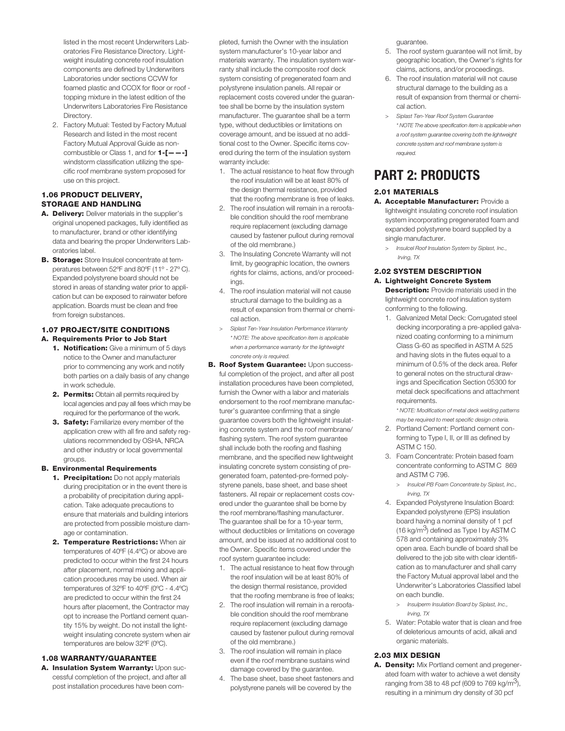listed in the most recent Underwriters Laboratories Fire Resistance Directory. Lightweight insulating concrete roof insulation components are defined by Underwriters Laboratories under sections CCVW for foamed plastic and CCOX for floor or roof - topping mixture in the latest edition of the Underwriters Laboratories Fire Resistance Directory.

2. Factory Mutual: Tested by Factory Mutual Research and listed in the most recent Factory Mutual Approval Guide as noncombustible or Class 1, and for **1-[— —-]** windstorm classification utilizing the specific roof membrane system proposed for use on this project.

### 1.06 PRODUCT DELIVERY, STORAGE AND HANDLING

**A. Delivery:** Deliver materials in the supplier's original unopened packages, fully identified as to manufacturer, brand or other identifying data and bearing the proper Underwriters Laboratories label.

**B. Storage:** Store Insulcel concentrate at temperatures between 52ºF and 80ºF (11º - 27º C). Expanded polystyrene board should not be stored in areas of standing water prior to application but can be exposed to rainwater before application. Boards must be clean and free from foreign substances.

### 1.07 PROJECT/SITE CONDITIONS

**A. Requirements Prior to Job Start**

1. **Notification:** Give a minimum of 5 days notice to the Owner and manufacturer prior to commencing any work and notify both parties on a daily basis of any change in work schedule.
2. **Permits:** Obtain all permits required by local agencies and pay all fees which may be required for the performance of the work.
3. **Safety:** Familiarize every member of the application crew with all fire and safety regulations recommended by OSHA, NRCA and other industry or local governmental groups.

**B. Environmental Requirements**

1. **Precipitation:** Do not apply materials during precipitation or in the event there is a probability of precipitation during application. Take adequate precautions to ensure that materials and building interiors are protected from possible moisture damage or contamination.
2. **Temperature Restrictions:** When air temperatures of 40ºF (4.4ºC) or above are predicted to occur within the first 24 hours after placement, normal mixing and application procedures may be used. When air temperatures of 32ºF to 40ºF (0ºC - 4.4ºC) are predicted to occur within the first 24 hours after placement, the Contractor may opt to increase the Portland cement quantity 15% by weight. Do not install the lightweight insulating concrete system when air temperatures are below 32ºF (0ºC).

### 1.08 WARRANTY/GUARANTEE

**A. Insulation System Warranty:** Upon successful completion of the project, and after all post installation procedures have been completed, furnish the Owner with the insulation system manufacturer's 10-year labor and materials warranty. The insulation system warranty shall include the composite roof deck system consisting of pregenerated foam and polystyrene insulation panels. All repair or replacement costs covered under the guarantee shall be borne by the insulation system manufacturer. The guarantee shall be a term type, without deductibles or limitations on coverage amount, and be issued at no additional cost to the Owner. Specific items covered during the term of the insulation system warranty include:

1. The actual resistance to heat flow through the roof insulation will be at least 80% of the design thermal resistance, provided that the roofing membrane is free of leaks.
2. The roof insulation will remain in a reroofable condition should the roof membrane require replacement (excluding damage caused by fastener pullout during removal of the old membrane.)
3. The Insulating Concrete Warranty will not limit, by geographic location, the owners rights for claims, actions, and/or proceedings.
4. The roof insulation material will not cause structural damage to the building as a result of expansion from thermal or chemical action.

> *Siplast Ten-Year Insulation Performance Warranty*
> *\* NOTE: The above specification item is applicable when a performance warranty for the lightweight concrete only is required.*

**B. Roof System Guarantee:** Upon successful completion of the project, and after all post installation procedures have been completed, furnish the Owner with a labor and materials endorsement to the roof membrane manufacturer's guarantee confirming that a single guarantee covers both the lightweight insulating concrete system and the roof membrane/flashing system. The roof system guarantee shall include both the roofing and flashing membrane, and the specified new lightweight insulating concrete system consisting of pregenerated foam, patented-pre-formed polystyrene panels, base sheet, and base sheet fasteners. All repair or replacement costs covered under the guarantee shall be borne by the roof membrane/flashing manufacturer. The guarantee shall be for a 10-year term, without deductibles or limitations on coverage amount, and be issued at no additional cost to the Owner. Specific items covered under the roof system guarantee include:

1. The actual resistance to heat flow through the roof insulation will be at least 80% of the design thermal resistance, provided that the roofing membrane is free of leaks;
2. The roof insulation will remain in a reroofable condition should the roof membrane require replacement (excluding damage caused by fastener pullout during removal of the old membrane.)
3. The roof insulation will remain in place even if the roof membrane sustains wind damage covered by the guarantee.
4. The base sheet, base sheet fasteners and polystyrene panels will be covered by the guarantee.
5. The roof system guarantee will not limit, by geographic location, the Owner's rights for claims, actions, and/or proceedings.
6. The roof insulation material will not cause structural damage to the building as a result of expansion from thermal or chemical action.

> *Siplast Ten-Year Roof System Guarantee*
> *\* NOTE The above specification item is applicable when a roof system guarantee covering both the lightweight concrete system and roof membrane system is required.*

# PART 2: PRODUCTS

### 2.01 MATERIALS

**A. Acceptable Manufacturer:** Provide a lightweight insulating concrete roof insulation system incorporating pregenerated foam and expanded polystyrene board supplied by a single manufacturer.

> *Insulcel Roof Insulation System by Siplast, Inc., Irving, TX*

### 2.02 SYSTEM DESCRIPTION

**A. Lightweight Concrete System Description:** Provide materials used in the lightweight concrete roof insulation system conforming to the following.

1. Galvanized Metal Deck: Corrugated steel decking incorporating a pre-applied galvanized coating conforming to a minimum Class G-60 as specified in ASTM A 525 and having slots in the flutes equal to a minimum of 0.5% of the deck area. Refer to general notes on the structural drawings and Specification Section 05300 for metal deck specifications and attachment requirements.
   *\* NOTE: Modification of metal deck welding patterns may be required to meet specific design criteria.*
2. Portland Cement: Portland cement conforming to Type I, II, or III as defined by ASTM C 150.
3. Foam Concentrate: Protein based foam concentrate conforming to ASTM C 869 and ASTM C 796.
   > *Insulcel PB Foam Concentrate by Siplast, Inc., Irving, TX*
4. Expanded Polystyrene Insulation Board: Expanded polystyrene (EPS) insulation board having a nominal density of 1 pcf (16 kg/m$^3$) defined as Type I by ASTM C 578 and containing approximately 3% open area. Each bundle of board shall be delivered to the job site with clear identification as to manufacturer and shall carry the Factory Mutual approval label and the Underwriter's Laboratories Classified label on each bundle.
   > *Insulperm Insulation Board by Siplast, Inc., Irving, TX*
5. Water: Potable water that is clean and free of deleterious amounts of acid, alkali and organic materials.

### 2.03 MIX DESIGN

**A. Density:** Mix Portland cement and pregenerated foam with water to achieve a wet density ranging from 38 to 48 pcf (609 to 769 kg/m$^3$), resulting in a minimum dry density of 30 pcf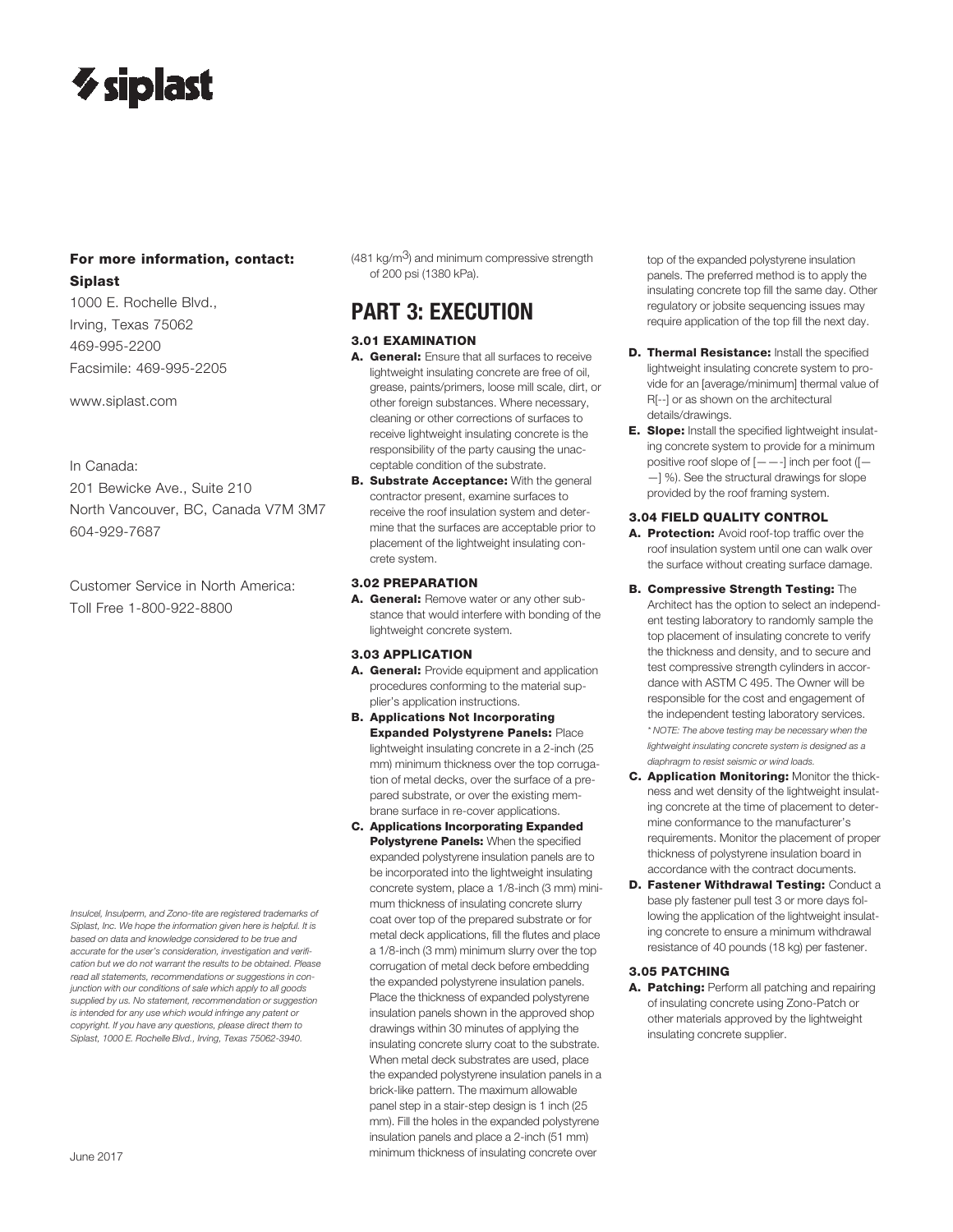(481 kg/m$^3$) and minimum compressive strength of 200 psi (1380 kPa).

# PART 3: EXECUTION

### 3.01 EXAMINATION

**A. General:** Ensure that all surfaces to receive lightweight insulating concrete are free of oil, grease, paints/primers, loose mill scale, dirt, or other foreign substances. Where necessary, cleaning or other corrections of surfaces to receive lightweight insulating concrete is the responsibility of the party causing the unacceptable condition of the substrate.

**B. Substrate Acceptance:** With the general contractor present, examine surfaces to receive the roof insulation system and determine that the surfaces are acceptable prior to placement of the lightweight insulating concrete system.

### 3.02 PREPARATION

**A. General:** Remove water or any other substance that would interfere with bonding of the lightweight concrete system.

### 3.03 APPLICATION

**A. General:** Provide equipment and application procedures conforming to the material supplier's application instructions.

**B. Applications Not Incorporating Expanded Polystyrene Panels:** Place lightweight insulating concrete in a 2-inch (25 mm) minimum thickness over the top corrugation of metal decks, over the surface of a prepared substrate, or over the existing membrane surface in re-cover applications.

**C. Applications Incorporating Expanded Polystyrene Panels:** When the specified expanded polystyrene insulation panels are to be incorporated into the lightweight insulating concrete system, place a 1/8-inch (3 mm) minimum thickness of insulating concrete slurry coat over top of the prepared substrate or for metal deck applications, fill the flutes and place a 1/8-inch (3 mm) minimum slurry over the top corrugation of metal deck before embedding the expanded polystyrene insulation panels. Place the thickness of expanded polystyrene insulation panels shown in the approved shop drawings within 30 minutes of applying the insulating concrete slurry coat to the substrate. When metal deck substrates are used, place the expanded polystyrene insulation panels in a brick-like pattern. The maximum allowable panel step in a stair-step design is 1 inch (25 mm). Fill the holes in the expanded polystyrene insulation panels and place a 2-inch (51 mm) minimum thickness of insulating concrete over top of the expanded polystyrene insulation panels. The preferred method is to apply the insulating concrete top fill the same day. Other regulatory or jobsite sequencing issues may require application of the top fill the next day.

**D. Thermal Resistance:** Install the specified lightweight insulating concrete system to provide for an [average/minimum] thermal value of R[--] or as shown on the architectural details/drawings.

**E. Slope:** Install the specified lightweight insulating concrete system to provide for a minimum positive roof slope of [— —-] inch per foot ([— —] %). See the structural drawings for slope provided by the roof framing system.

### 3.04 FIELD QUALITY CONTROL

**A. Protection:** Avoid roof-top traffic over the roof insulation system until one can walk over the surface without creating surface damage.

**B. Compressive Strength Testing:** The Architect has the option to select an independent testing laboratory to randomly sample the top placement of insulating concrete to verify the thickness and density, and to secure and test compressive strength cylinders in accordance with ASTM C 495. The Owner will be responsible for the cost and engagement of the independent testing laboratory services.

*\* NOTE: The above testing may be necessary when the lightweight insulating concrete system is designed as a diaphragm to resist seismic or wind loads.*

**C. Application Monitoring:** Monitor the thickness and wet density of the lightweight insulating concrete at the time of placement to determine conformance to the manufacturer's requirements. Monitor the placement of proper thickness of polystyrene insulation board in accordance with the contract documents.

**D. Fastener Withdrawal Testing:** Conduct a base ply fastener pull test 3 or more days following the application of the lightweight insulating concrete to ensure a minimum withdrawal resistance of 40 pounds (18 kg) per fastener.

### 3.05 PATCHING

**A. Patching:** Perform all patching and repairing of insulating concrete using Zono-Patch or other materials approved by the lightweight insulating concrete supplier.

**For more information, contact:**
**Siplast**
1000 E. Rochelle Blvd.,
Irving, Texas 75062
469-995-2200
Facsimile: 469-995-2205

www.siplast.com

In Canada:
201 Bewicke Ave., Suite 210
North Vancouver, BC, Canada V7M 3M7
604-929-7687

Customer Service in North America:
Toll Free 1-800-922-8800

*Insulcel, Insulperm, and Zono-tite are registered trademarks of Siplast, Inc. We hope the information given here is helpful. It is based on data and knowledge considered to be true and accurate for the user's consideration, investigation and verification but we do not warrant the results to be obtained. Please read all statements, recommendations or suggestions in conjunction with our conditions of sale which apply to all goods supplied by us. No statement, recommendation or suggestion is intended for any use which would infringe any patent or copyright. If you have any questions, please direct them to Siplast, 1000 E. Rochelle Blvd., Irving, Texas 75062-3940.*

June 2017